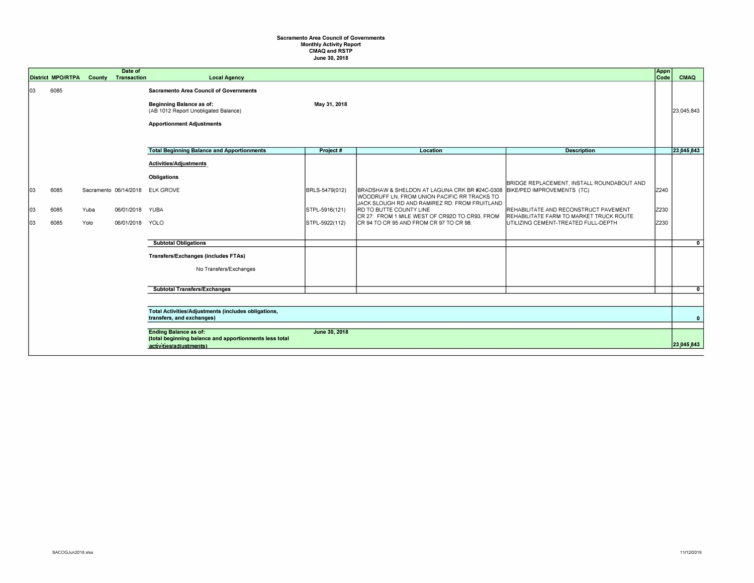**Sacramento Area Council of Governments**
**Monthly Activity Report**
**CMAQ and RSTP**
**June 30, 2018**

| District | MPO/RTPA | County | Date of Transaction | Local Agency | Project # | Location | Description | Appn Code | CMAQ |
|---|---|---|---|---|---|---|---|---|---|
| 03 | 6085 | | | **Sacramento Area Council of Governments** | | | | | |
| | | | | **Beginning Balance as of:** (AB 1012 Report Unobligated Balance) | **May 31, 2018** | | | | 23,045,843 |
| | | | | **Apportionment Adjustments** | | | | | |
| | | | | **Total Beginning Balance and Apportionments** | **Project #** | **Location** | **Description** | | **23,045,843** |
| | | | | **Activities/Adjustments** | | | | | |
| | | | | **Obligations** | | | | | |
| 03 | 6085 | Sacramento | 06/14/2018 | ELK GROVE | BRLS-5479(012) | BRADSHAW & SHELDON AT LAGUNA CRK BR #24C-0308 | BRIDGE REPLACEMENT, INSTALL ROUNDABOUT AND BIKE/PED IMPROVEMENTS (TC) | Z240 | |
| 03 | 6085 | Yuba | 06/01/2018 | YUBA | STPL-5916(121) | WOODRUFF LN, FROM UNION PACIFIC RR TRACKS TO JACK SLOUGH RD AND RAMIREZ RD. FROM FRUITLAND RD TO BUTTE COUNTY LINE | REHABILITATE AND RECONSTRUCT PAVEMENT | Z230 | |
| 03 | 6085 | Yolo | 06/01/2018 | YOLO | STPL-5922(112) | CR 27: FROM 1 MILE WEST OF CR92D TO CR93, FROM CR 94 TO CR 95 AND FROM CR 97 TO CR 98. | REHABILITATE FARM TO MARKET TRUCK ROUTE UTILIZING CEMENT-TREATED FULL-DEPTH | Z230 | |
| | | | | **Subtotal Obligations** | | | | | **0** |
| | | | | **Transfers/Exchanges (includes FTAs)** | | | | | |
| | | | | No Transfers/Exchanges | | | | | |
| | | | | **Subtotal Transfers/Exchanges** | | | | | **0** |
| | | | | **Total Activities/Adjustments (includes obligations, transfers, and exchanges)** | | | | | **0** |
| | | | | **Ending Balance as of:** (total beginning balance and apportionments less total activities/adjustments) | **June 30, 2018** | | | | **23,045,843** |

SACOGJun2018.xlsx 11/12/2019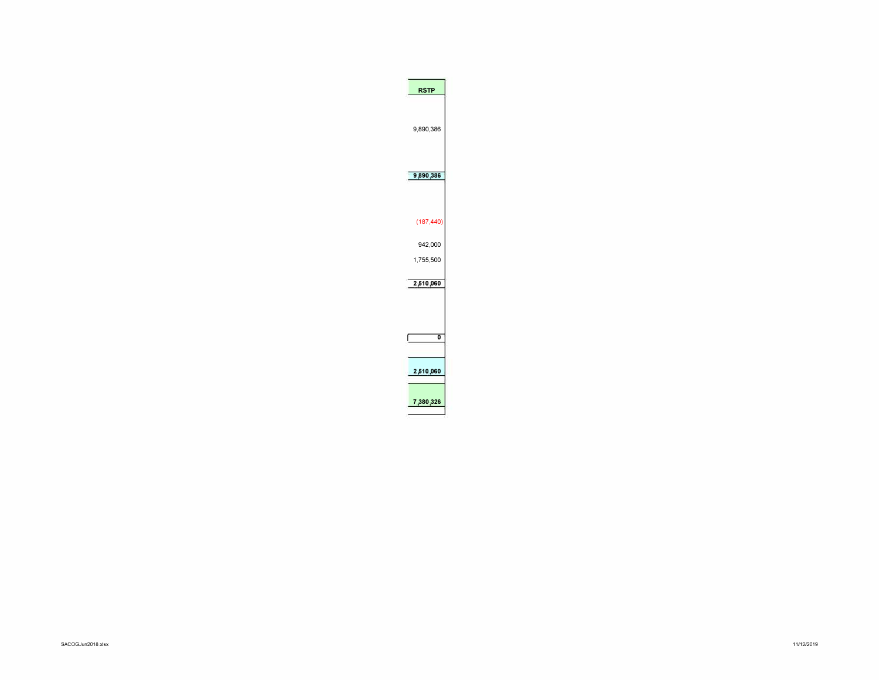| RSTP |
| --- |
| 9,890,386 |
| **9,890,386** |
| (187,440) |
| 942,000 |
| 1,755,500 |
| **2,510,060** |
| **0** |
| **2,510,060** |
| **7,380,326** |